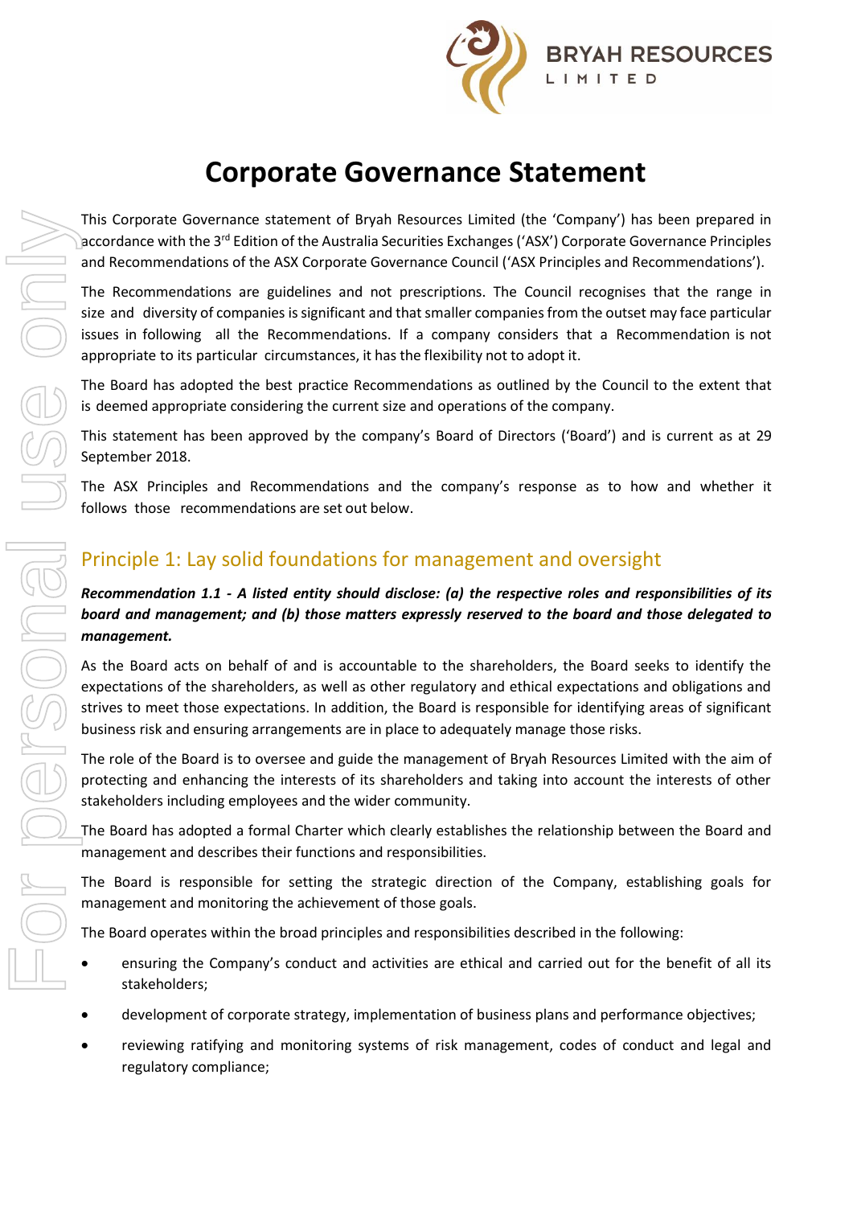# Corporate Governance Statement

This Corporate Governance statement of Bryah Resources Limited (the 'Company') has been prepared in accordance with the 3rd Edition of the Australia Securities Exchanges ('ASX') Corporate Governance Principles and Recommendations of the ASX Corporate Governance Council ('ASX Principles and Recommendations').

The Recommendations are guidelines and not prescriptions. The Council recognises that the range in size and diversity of companies is significant and that smaller companies from the outset may face particular issues in following all the Recommendations. If a company considers that a Recommendation is not appropriate to its particular circumstances, it has the flexibility not to adopt it.

The Board has adopted the best practice Recommendations as outlined by the Council to the extent that is deemed appropriate considering the current size and operations of the company.

This statement has been approved by the company's Board of Directors ('Board') and is current as at 29 September 2018.

The ASX Principles and Recommendations and the company's response as to how and whether it follows those recommendations are set out below.

## Principle 1: Lay solid foundations for management and oversight

***Recommendation 1.1 - A listed entity should disclose: (a) the respective roles and responsibilities of its board and management; and (b) those matters expressly reserved to the board and those delegated to management.***

As the Board acts on behalf of and is accountable to the shareholders, the Board seeks to identify the expectations of the shareholders, as well as other regulatory and ethical expectations and obligations and strives to meet those expectations. In addition, the Board is responsible for identifying areas of significant business risk and ensuring arrangements are in place to adequately manage those risks.

The role of the Board is to oversee and guide the management of Bryah Resources Limited with the aim of protecting and enhancing the interests of its shareholders and taking into account the interests of other stakeholders including employees and the wider community.

The Board has adopted a formal Charter which clearly establishes the relationship between the Board and management and describes their functions and responsibilities.

The Board is responsible for setting the strategic direction of the Company, establishing goals for management and monitoring the achievement of those goals.

The Board operates within the broad principles and responsibilities described in the following:

- ensuring the Company's conduct and activities are ethical and carried out for the benefit of all its stakeholders;
- development of corporate strategy, implementation of business plans and performance objectives;
- reviewing ratifying and monitoring systems of risk management, codes of conduct and legal and regulatory compliance;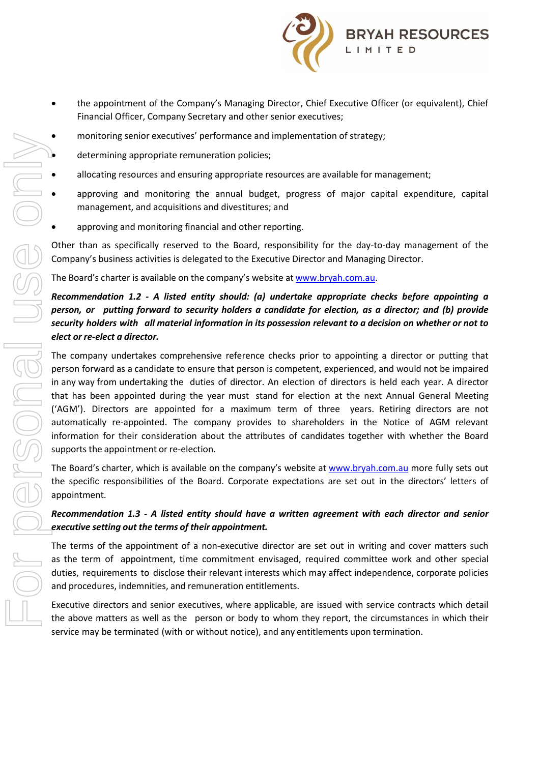- the appointment of the Company's Managing Director, Chief Executive Officer (or equivalent), Chief Financial Officer, Company Secretary and other senior executives;
- monitoring senior executives' performance and implementation of strategy;
- determining appropriate remuneration policies;
- allocating resources and ensuring appropriate resources are available for management;
- approving and monitoring the annual budget, progress of major capital expenditure, capital management, and acquisitions and divestitures; and
- approving and monitoring financial and other reporting.

Other than as specifically reserved to the Board, responsibility for the day-to-day management of the Company's business activities is delegated to the Executive Director and Managing Director.

The Board's charter is available on the company's website at www.bryah.com.au.

***Recommendation 1.2 - A listed entity should: (a) undertake appropriate checks before appointing a person, or putting forward to security holders a candidate for election, as a director; and (b) provide security holders with all material information in its possession relevant to a decision on whether or not to elect or re-elect a director.***

The company undertakes comprehensive reference checks prior to appointing a director or putting that person forward as a candidate to ensure that person is competent, experienced, and would not be impaired in any way from undertaking the duties of director. An election of directors is held each year. A director that has been appointed during the year must stand for election at the next Annual General Meeting ('AGM'). Directors are appointed for a maximum term of three years. Retiring directors are not automatically re-appointed. The company provides to shareholders in the Notice of AGM relevant information for their consideration about the attributes of candidates together with whether the Board supports the appointment or re-election.

The Board's charter, which is available on the company's website at www.bryah.com.au more fully sets out the specific responsibilities of the Board. Corporate expectations are set out in the directors' letters of appointment.

***Recommendation 1.3 - A listed entity should have a written agreement with each director and senior executive setting out the terms of their appointment.***

The terms of the appointment of a non-executive director are set out in writing and cover matters such as the term of appointment, time commitment envisaged, required committee work and other special duties, requirements to disclose their relevant interests which may affect independence, corporate policies and procedures, indemnities, and remuneration entitlements.

Executive directors and senior executives, where applicable, are issued with service contracts which detail the above matters as well as the person or body to whom they report, the circumstances in which their service may be terminated (with or without notice), and any entitlements upon termination.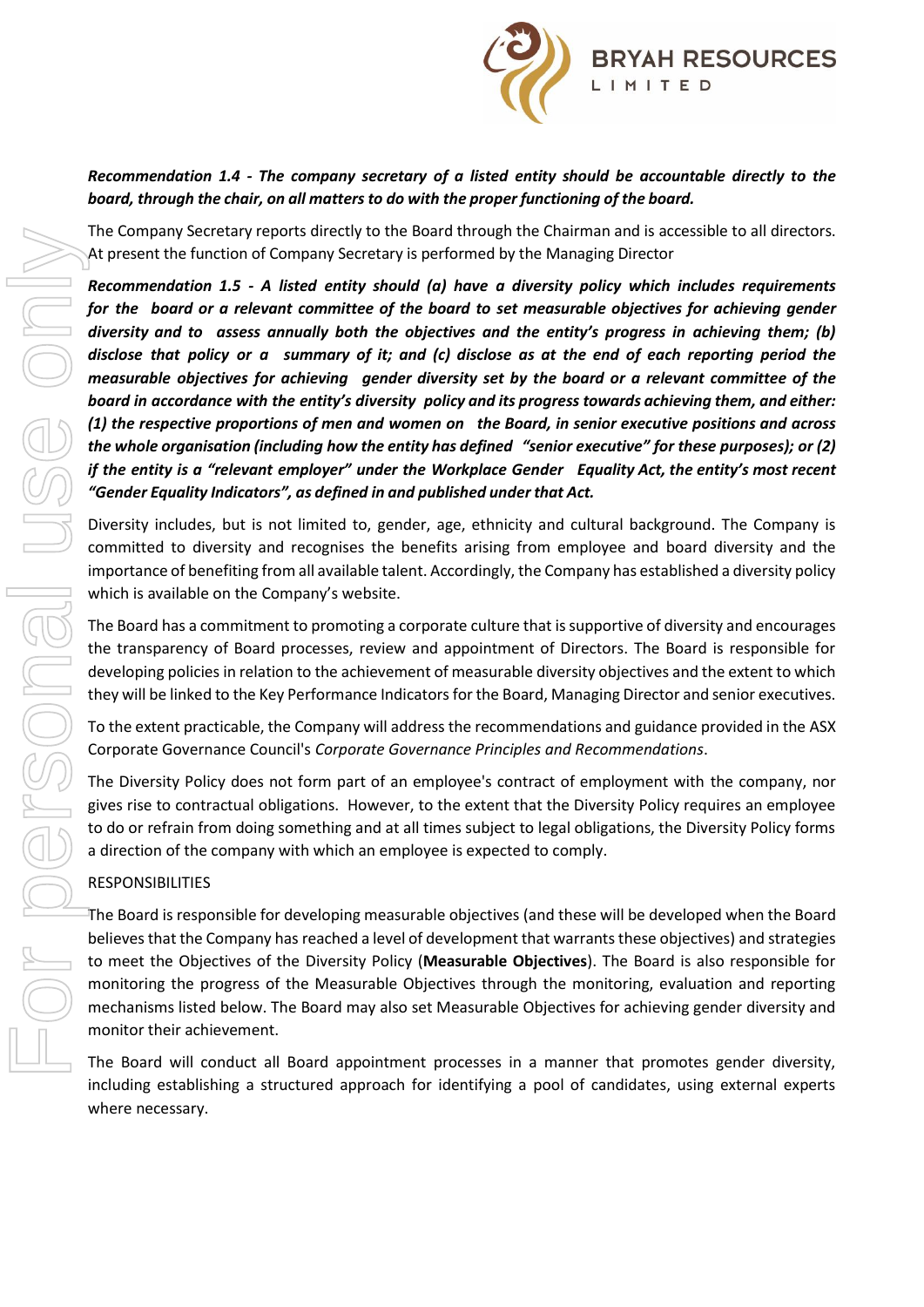***Recommendation 1.4 - The company secretary of a listed entity should be accountable directly to the board, through the chair, on all matters to do with the proper functioning of the board.***

The Company Secretary reports directly to the Board through the Chairman and is accessible to all directors. At present the function of Company Secretary is performed by the Managing Director

***Recommendation 1.5 - A listed entity should (a) have a diversity policy which includes requirements for the board or a relevant committee of the board to set measurable objectives for achieving gender diversity and to assess annually both the objectives and the entity's progress in achieving them; (b) disclose that policy or a summary of it; and (c) disclose as at the end of each reporting period the measurable objectives for achieving gender diversity set by the board or a relevant committee of the board in accordance with the entity's diversity policy and its progress towards achieving them, and either: (1) the respective proportions of men and women on the Board, in senior executive positions and across the whole organisation (including how the entity has defined "senior executive" for these purposes); or (2) if the entity is a "relevant employer" under the Workplace Gender Equality Act, the entity's most recent "Gender Equality Indicators", as defined in and published under that Act.***

Diversity includes, but is not limited to, gender, age, ethnicity and cultural background. The Company is committed to diversity and recognises the benefits arising from employee and board diversity and the importance of benefiting from all available talent. Accordingly, the Company has established a diversity policy which is available on the Company's website.

The Board has a commitment to promoting a corporate culture that is supportive of diversity and encourages the transparency of Board processes, review and appointment of Directors. The Board is responsible for developing policies in relation to the achievement of measurable diversity objectives and the extent to which they will be linked to the Key Performance Indicators for the Board, Managing Director and senior executives.

To the extent practicable, the Company will address the recommendations and guidance provided in the ASX Corporate Governance Council's *Corporate Governance Principles and Recommendations*.

The Diversity Policy does not form part of an employee's contract of employment with the company, nor gives rise to contractual obligations. However, to the extent that the Diversity Policy requires an employee to do or refrain from doing something and at all times subject to legal obligations, the Diversity Policy forms a direction of the company with which an employee is expected to comply.

RESPONSIBILITIES

The Board is responsible for developing measurable objectives (and these will be developed when the Board believes that the Company has reached a level of development that warrants these objectives) and strategies to meet the Objectives of the Diversity Policy (**Measurable Objectives**). The Board is also responsible for monitoring the progress of the Measurable Objectives through the monitoring, evaluation and reporting mechanisms listed below. The Board may also set Measurable Objectives for achieving gender diversity and monitor their achievement.

The Board will conduct all Board appointment processes in a manner that promotes gender diversity, including establishing a structured approach for identifying a pool of candidates, using external experts where necessary.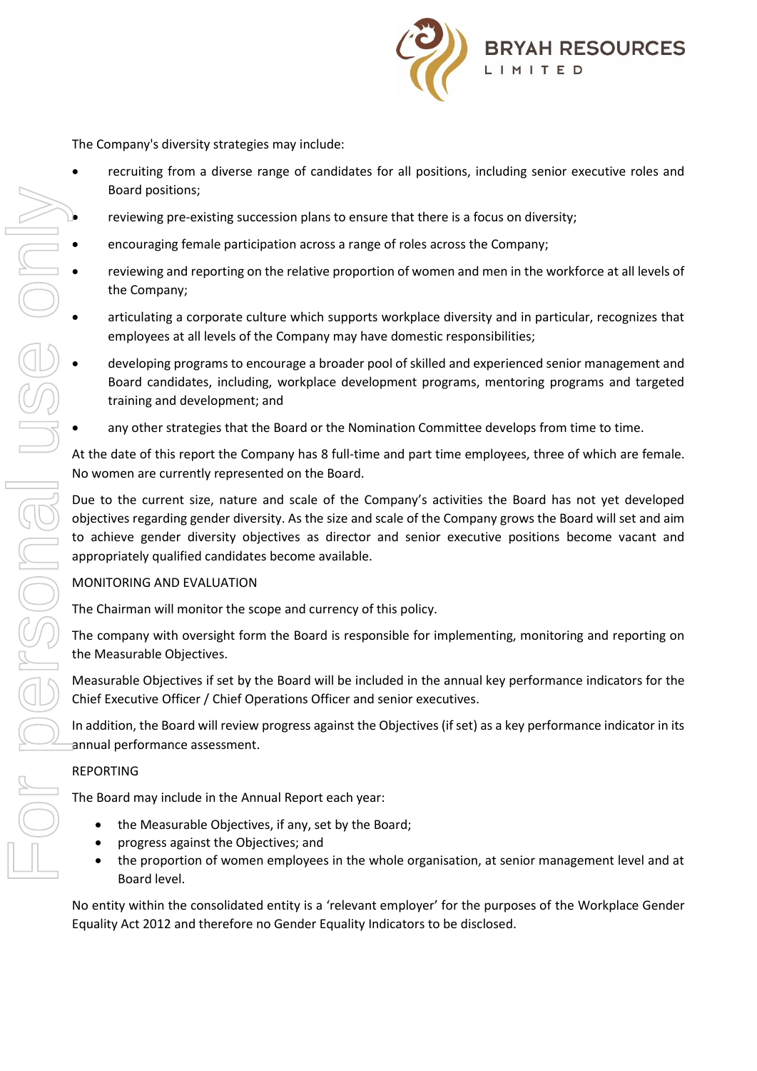The Company's diversity strategies may include:

- recruiting from a diverse range of candidates for all positions, including senior executive roles and Board positions;
- reviewing pre-existing succession plans to ensure that there is a focus on diversity;
- encouraging female participation across a range of roles across the Company;
- reviewing and reporting on the relative proportion of women and men in the workforce at all levels of the Company;
- articulating a corporate culture which supports workplace diversity and in particular, recognizes that employees at all levels of the Company may have domestic responsibilities;
- developing programs to encourage a broader pool of skilled and experienced senior management and Board candidates, including, workplace development programs, mentoring programs and targeted training and development; and
- any other strategies that the Board or the Nomination Committee develops from time to time.

At the date of this report the Company has 8 full-time and part time employees, three of which are female. No women are currently represented on the Board.

Due to the current size, nature and scale of the Company's activities the Board has not yet developed objectives regarding gender diversity. As the size and scale of the Company grows the Board will set and aim to achieve gender diversity objectives as director and senior executive positions become vacant and appropriately qualified candidates become available.

MONITORING AND EVALUATION

The Chairman will monitor the scope and currency of this policy.

The company with oversight form the Board is responsible for implementing, monitoring and reporting on the Measurable Objectives.

Measurable Objectives if set by the Board will be included in the annual key performance indicators for the Chief Executive Officer / Chief Operations Officer and senior executives.

In addition, the Board will review progress against the Objectives (if set) as a key performance indicator in its annual performance assessment.

REPORTING

The Board may include in the Annual Report each year:

- the Measurable Objectives, if any, set by the Board;
- progress against the Objectives; and
- the proportion of women employees in the whole organisation, at senior management level and at Board level.

No entity within the consolidated entity is a 'relevant employer' for the purposes of the Workplace Gender Equality Act 2012 and therefore no Gender Equality Indicators to be disclosed.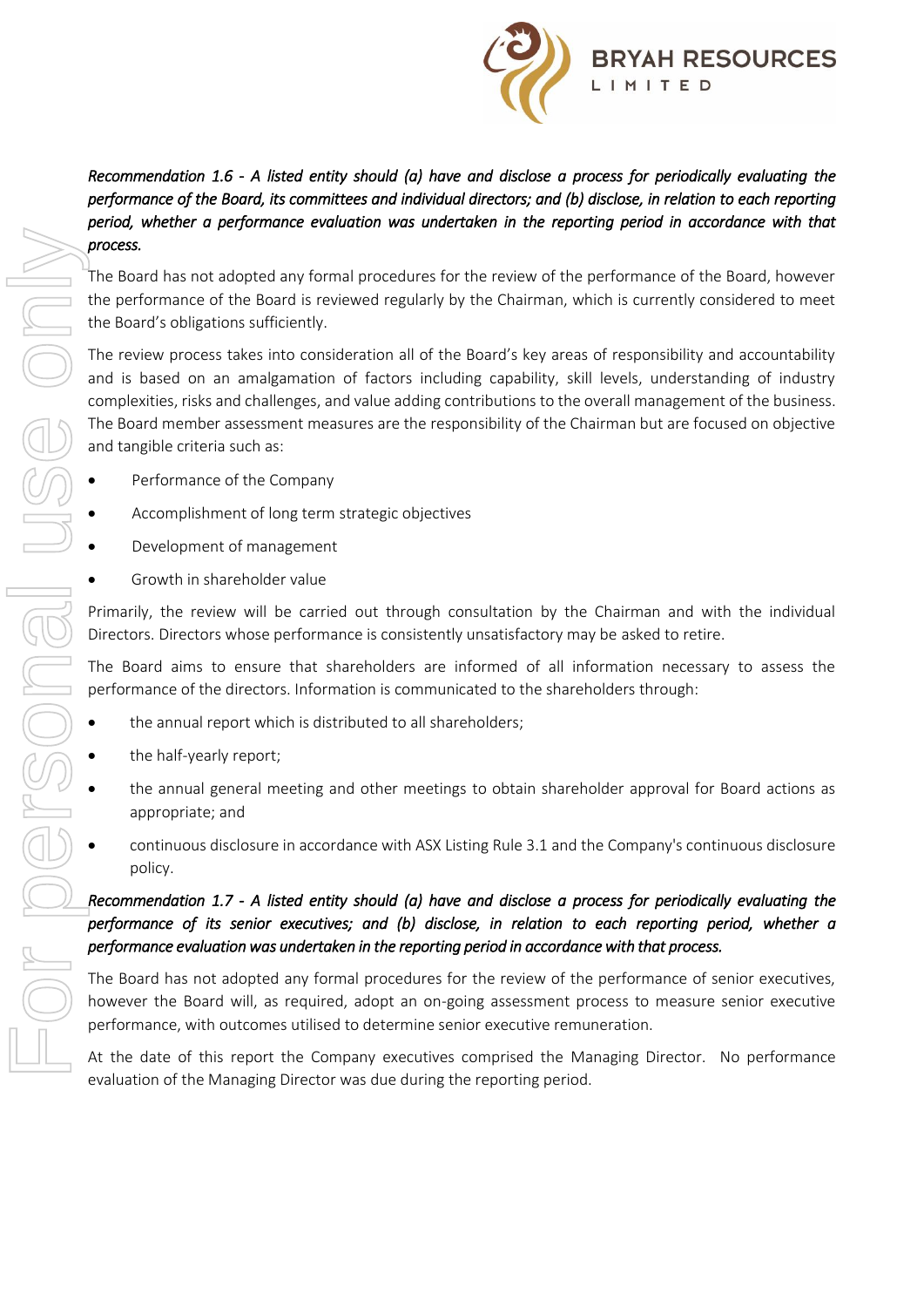*Recommendation 1.6 - A listed entity should (a) have and disclose a process for periodically evaluating the performance of the Board, its committees and individual directors; and (b) disclose, in relation to each reporting period, whether a performance evaluation was undertaken in the reporting period in accordance with that process.*

The Board has not adopted any formal procedures for the review of the performance of the Board, however the performance of the Board is reviewed regularly by the Chairman, which is currently considered to meet the Board's obligations sufficiently.

The review process takes into consideration all of the Board's key areas of responsibility and accountability and is based on an amalgamation of factors including capability, skill levels, understanding of industry complexities, risks and challenges, and value adding contributions to the overall management of the business. The Board member assessment measures are the responsibility of the Chairman but are focused on objective and tangible criteria such as:

- Performance of the Company
- Accomplishment of long term strategic objectives
- Development of management
- Growth in shareholder value

Primarily, the review will be carried out through consultation by the Chairman and with the individual Directors. Directors whose performance is consistently unsatisfactory may be asked to retire.

The Board aims to ensure that shareholders are informed of all information necessary to assess the performance of the directors. Information is communicated to the shareholders through:

- the annual report which is distributed to all shareholders;
- the half-yearly report;
- the annual general meeting and other meetings to obtain shareholder approval for Board actions as appropriate; and
- continuous disclosure in accordance with ASX Listing Rule 3.1 and the Company's continuous disclosure policy.

*Recommendation 1.7 - A listed entity should (a) have and disclose a process for periodically evaluating the performance of its senior executives; and (b) disclose, in relation to each reporting period, whether a performance evaluation was undertaken in the reporting period in accordance with that process.*

The Board has not adopted any formal procedures for the review of the performance of senior executives, however the Board will, as required, adopt an on-going assessment process to measure senior executive performance, with outcomes utilised to determine senior executive remuneration.

At the date of this report the Company executives comprised the Managing Director. No performance evaluation of the Managing Director was due during the reporting period.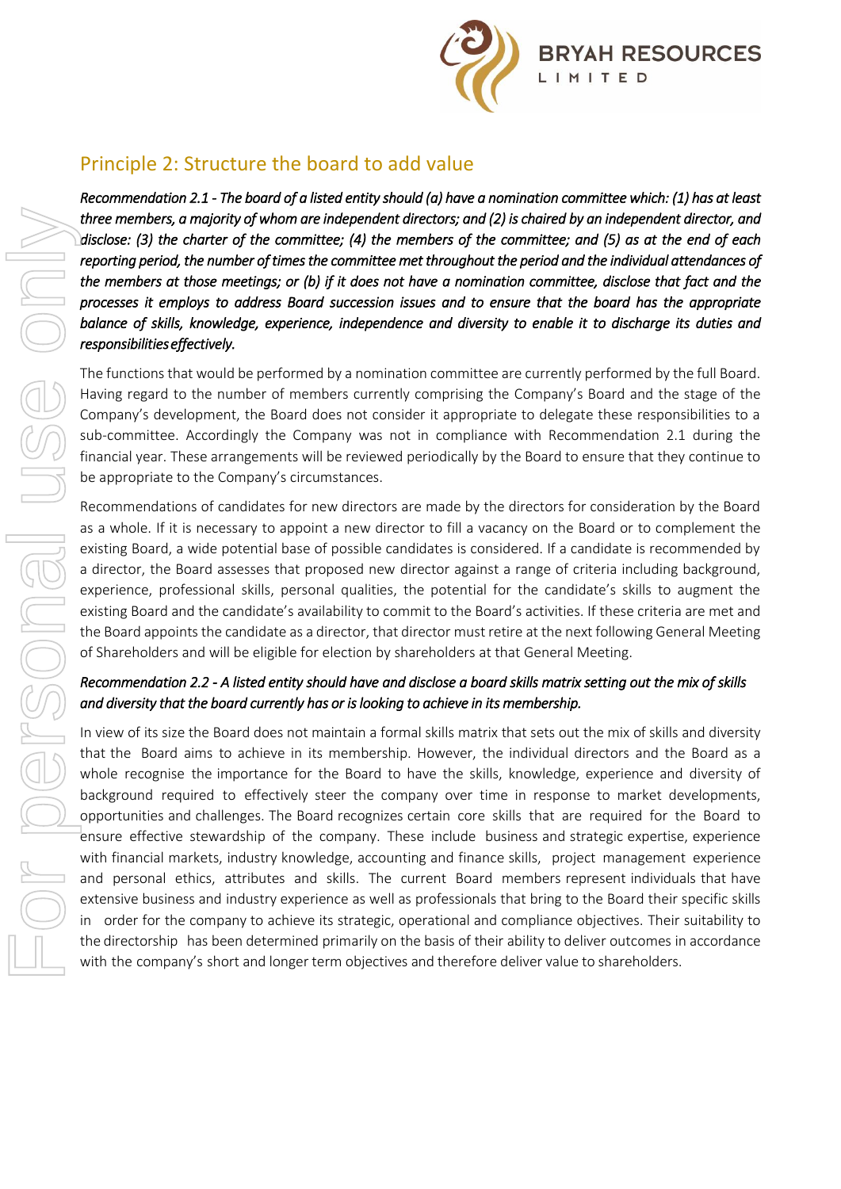## Principle 2: Structure the board to add value

*Recommendation 2.1 - The board of a listed entity should (a) have a nomination committee which: (1) has at least three members, a majority of whom are independent directors; and (2) is chaired by an independent director, and disclose: (3) the charter of the committee; (4) the members of the committee; and (5) as at the end of each reporting period, the number of times the committee met throughout the period and the individual attendances of the members at those meetings; or (b) if it does not have a nomination committee, disclose that fact and the processes it employs to address Board succession issues and to ensure that the board has the appropriate balance of skills, knowledge, experience, independence and diversity to enable it to discharge its duties and responsibilities effectively.*

The functions that would be performed by a nomination committee are currently performed by the full Board. Having regard to the number of members currently comprising the Company's Board and the stage of the Company's development, the Board does not consider it appropriate to delegate these responsibilities to a sub-committee. Accordingly the Company was not in compliance with Recommendation 2.1 during the financial year. These arrangements will be reviewed periodically by the Board to ensure that they continue to be appropriate to the Company's circumstances.

Recommendations of candidates for new directors are made by the directors for consideration by the Board as a whole. If it is necessary to appoint a new director to fill a vacancy on the Board or to complement the existing Board, a wide potential base of possible candidates is considered. If a candidate is recommended by a director, the Board assesses that proposed new director against a range of criteria including background, experience, professional skills, personal qualities, the potential for the candidate's skills to augment the existing Board and the candidate's availability to commit to the Board's activities. If these criteria are met and the Board appoints the candidate as a director, that director must retire at the next following General Meeting of Shareholders and will be eligible for election by shareholders at that General Meeting.

*Recommendation 2.2 - A listed entity should have and disclose a board skills matrix setting out the mix of skills and diversity that the board currently has or is looking to achieve in its membership.*

In view of its size the Board does not maintain a formal skills matrix that sets out the mix of skills and diversity that the Board aims to achieve in its membership. However, the individual directors and the Board as a whole recognise the importance for the Board to have the skills, knowledge, experience and diversity of background required to effectively steer the company over time in response to market developments, opportunities and challenges. The Board recognizes certain core skills that are required for the Board to ensure effective stewardship of the company. These include business and strategic expertise, experience with financial markets, industry knowledge, accounting and finance skills, project management experience and personal ethics, attributes and skills. The current Board members represent individuals that have extensive business and industry experience as well as professionals that bring to the Board their specific skills in order for the company to achieve its strategic, operational and compliance objectives. Their suitability to the directorship has been determined primarily on the basis of their ability to deliver outcomes in accordance with the company's short and longer term objectives and therefore deliver value to shareholders.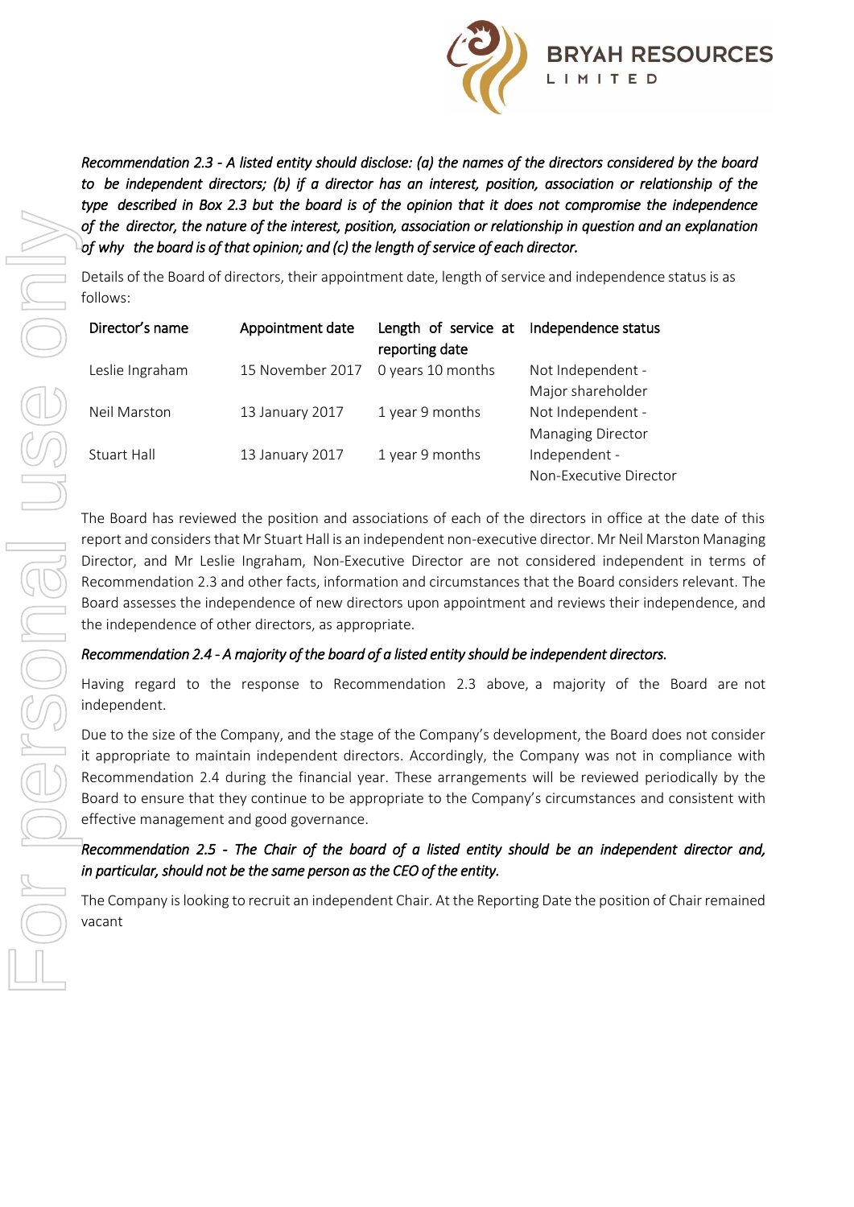*Recommendation 2.3 - A listed entity should disclose: (a) the names of the directors considered by the board to be independent directors; (b) if a director has an interest, position, association or relationship of the type described in Box 2.3 but the board is of the opinion that it does not compromise the independence of the director, the nature of the interest, position, association or relationship in question and an explanation of why the board is of that opinion; and (c) the length of service of each director.*

Details of the Board of directors, their appointment date, length of service and independence status is as follows:

| Director's name | Appointment date | Length of service at reporting date | Independence status |
|---|---|---|---|
| Leslie Ingraham | 15 November 2017 | 0 years 10 months | Not Independent - Major shareholder |
| Neil Marston | 13 January 2017 | 1 year 9 months | Not Independent - Managing Director |
| Stuart Hall | 13 January 2017 | 1 year 9 months | Independent - Non-Executive Director |

The Board has reviewed the position and associations of each of the directors in office at the date of this report and considers that Mr Stuart Hall is an independent non-executive director. Mr Neil Marston Managing Director, and Mr Leslie Ingraham, Non-Executive Director are not considered independent in terms of Recommendation 2.3 and other facts, information and circumstances that the Board considers relevant. The Board assesses the independence of new directors upon appointment and reviews their independence, and the independence of other directors, as appropriate.

*Recommendation 2.4 - A majority of the board of a listed entity should be independent directors.*

Having regard to the response to Recommendation 2.3 above, a majority of the Board are not independent.

Due to the size of the Company, and the stage of the Company's development, the Board does not consider it appropriate to maintain independent directors. Accordingly, the Company was not in compliance with Recommendation 2.4 during the financial year. These arrangements will be reviewed periodically by the Board to ensure that they continue to be appropriate to the Company's circumstances and consistent with effective management and good governance.

*Recommendation 2.5 - The Chair of the board of a listed entity should be an independent director and, in particular, should not be the same person as the CEO of the entity.*

The Company is looking to recruit an independent Chair. At the Reporting Date the position of Chair remained vacant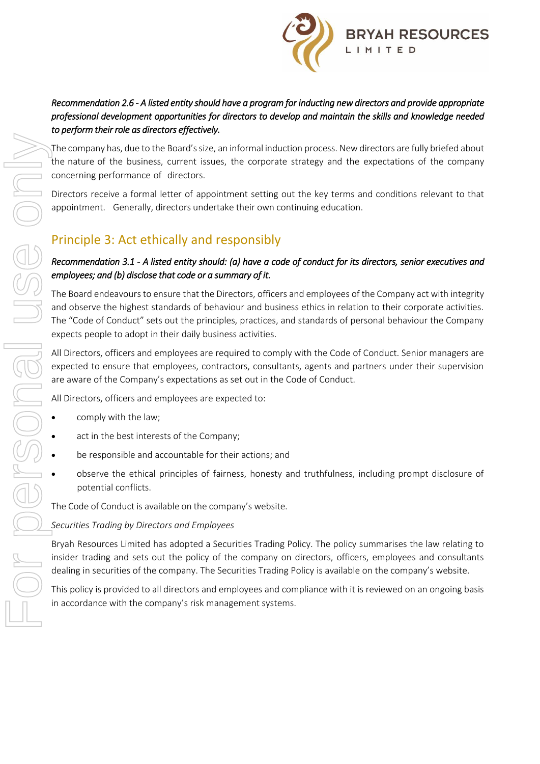*Recommendation 2.6 - A listed entity should have a program for inducting new directors and provide appropriate professional development opportunities for directors to develop and maintain the skills and knowledge needed to perform their role as directors effectively.*

The company has, due to the Board's size, an informal induction process. New directors are fully briefed about the nature of the business, current issues, the corporate strategy and the expectations of the company concerning performance of directors.

Directors receive a formal letter of appointment setting out the key terms and conditions relevant to that appointment. Generally, directors undertake their own continuing education.

## Principle 3: Act ethically and responsibly

*Recommendation 3.1 - A listed entity should: (a) have a code of conduct for its directors, senior executives and employees; and (b) disclose that code or a summary of it.*

The Board endeavours to ensure that the Directors, officers and employees of the Company act with integrity and observe the highest standards of behaviour and business ethics in relation to their corporate activities. The "Code of Conduct" sets out the principles, practices, and standards of personal behaviour the Company expects people to adopt in their daily business activities.

All Directors, officers and employees are required to comply with the Code of Conduct. Senior managers are expected to ensure that employees, contractors, consultants, agents and partners under their supervision are aware of the Company's expectations as set out in the Code of Conduct.

All Directors, officers and employees are expected to:

- comply with the law;
- act in the best interests of the Company;
- be responsible and accountable for their actions; and
- observe the ethical principles of fairness, honesty and truthfulness, including prompt disclosure of potential conflicts.

The Code of Conduct is available on the company's website.

*Securities Trading by Directors and Employees*

Bryah Resources Limited has adopted a Securities Trading Policy. The policy summarises the law relating to insider trading and sets out the policy of the company on directors, officers, employees and consultants dealing in securities of the company. The Securities Trading Policy is available on the company's website.

This policy is provided to all directors and employees and compliance with it is reviewed on an ongoing basis in accordance with the company's risk management systems.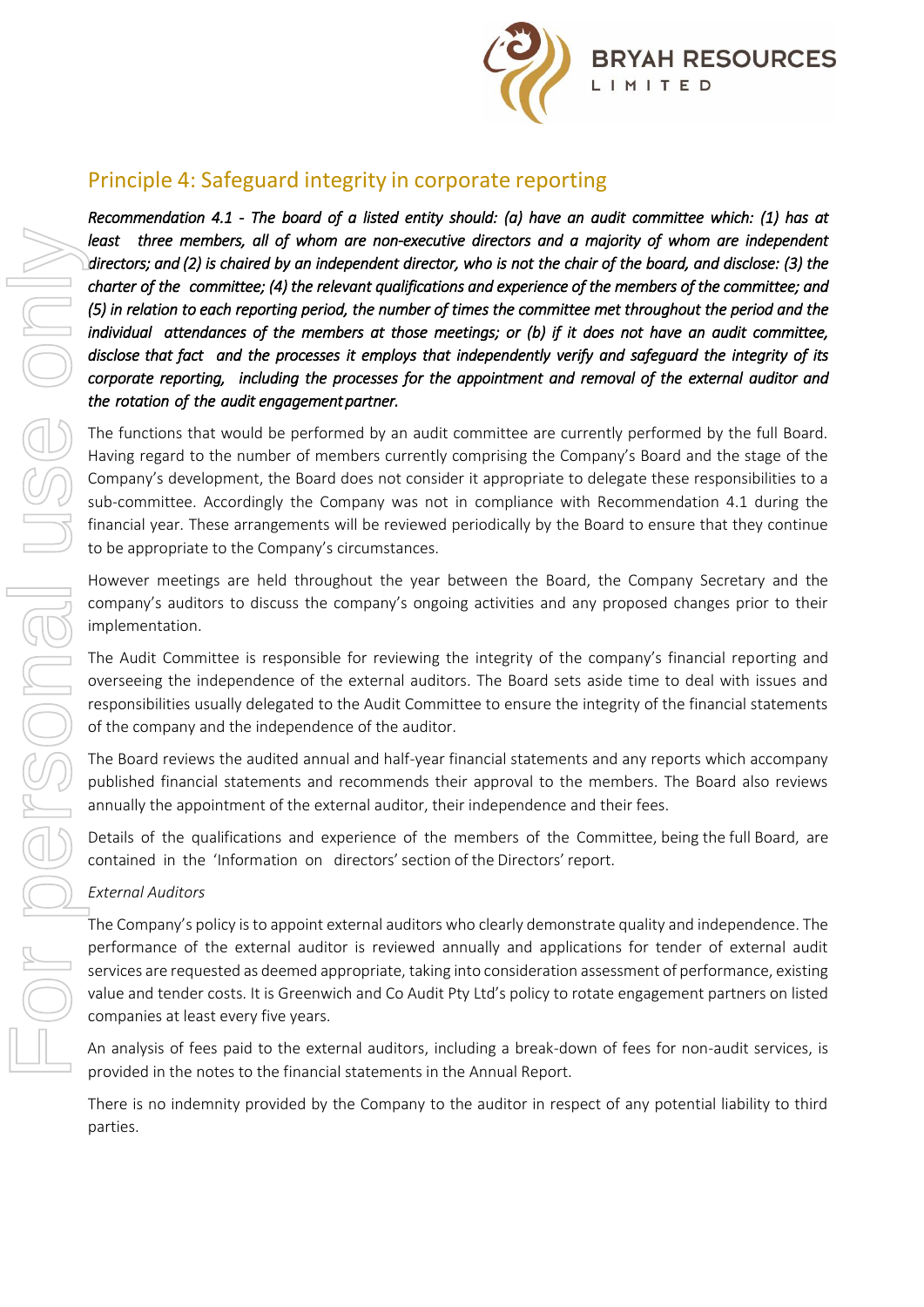## Principle 4: Safeguard integrity in corporate reporting

***Recommendation 4.1 - The board of a listed entity should: (a) have an audit committee which: (1) has at least three members, all of whom are non-executive directors and a majority of whom are independent directors; and (2) is chaired by an independent director, who is not the chair of the board, and disclose: (3) the charter of the committee; (4) the relevant qualifications and experience of the members of the committee; and (5) in relation to each reporting period, the number of times the committee met throughout the period and the individual attendances of the members at those meetings; or (b) if it does not have an audit committee, disclose that fact and the processes it employs that independently verify and safeguard the integrity of its corporate reporting, including the processes for the appointment and removal of the external auditor and the rotation of the audit engagement partner.***

The functions that would be performed by an audit committee are currently performed by the full Board. Having regard to the number of members currently comprising the Company's Board and the stage of the Company's development, the Board does not consider it appropriate to delegate these responsibilities to a sub-committee. Accordingly the Company was not in compliance with Recommendation 4.1 during the financial year. These arrangements will be reviewed periodically by the Board to ensure that they continue to be appropriate to the Company's circumstances.

However meetings are held throughout the year between the Board, the Company Secretary and the company's auditors to discuss the company's ongoing activities and any proposed changes prior to their implementation.

The Audit Committee is responsible for reviewing the integrity of the company's financial reporting and overseeing the independence of the external auditors. The Board sets aside time to deal with issues and responsibilities usually delegated to the Audit Committee to ensure the integrity of the financial statements of the company and the independence of the auditor.

The Board reviews the audited annual and half-year financial statements and any reports which accompany published financial statements and recommends their approval to the members. The Board also reviews annually the appointment of the external auditor, their independence and their fees.

Details of the qualifications and experience of the members of the Committee, being the full Board, are contained in the 'Information on directors' section of the Directors' report.

*External Auditors*

The Company's policy is to appoint external auditors who clearly demonstrate quality and independence. The performance of the external auditor is reviewed annually and applications for tender of external audit services are requested as deemed appropriate, taking into consideration assessment of performance, existing value and tender costs. It is Greenwich and Co Audit Pty Ltd's policy to rotate engagement partners on listed companies at least every five years.

An analysis of fees paid to the external auditors, including a break-down of fees for non-audit services, is provided in the notes to the financial statements in the Annual Report.

There is no indemnity provided by the Company to the auditor in respect of any potential liability to third parties.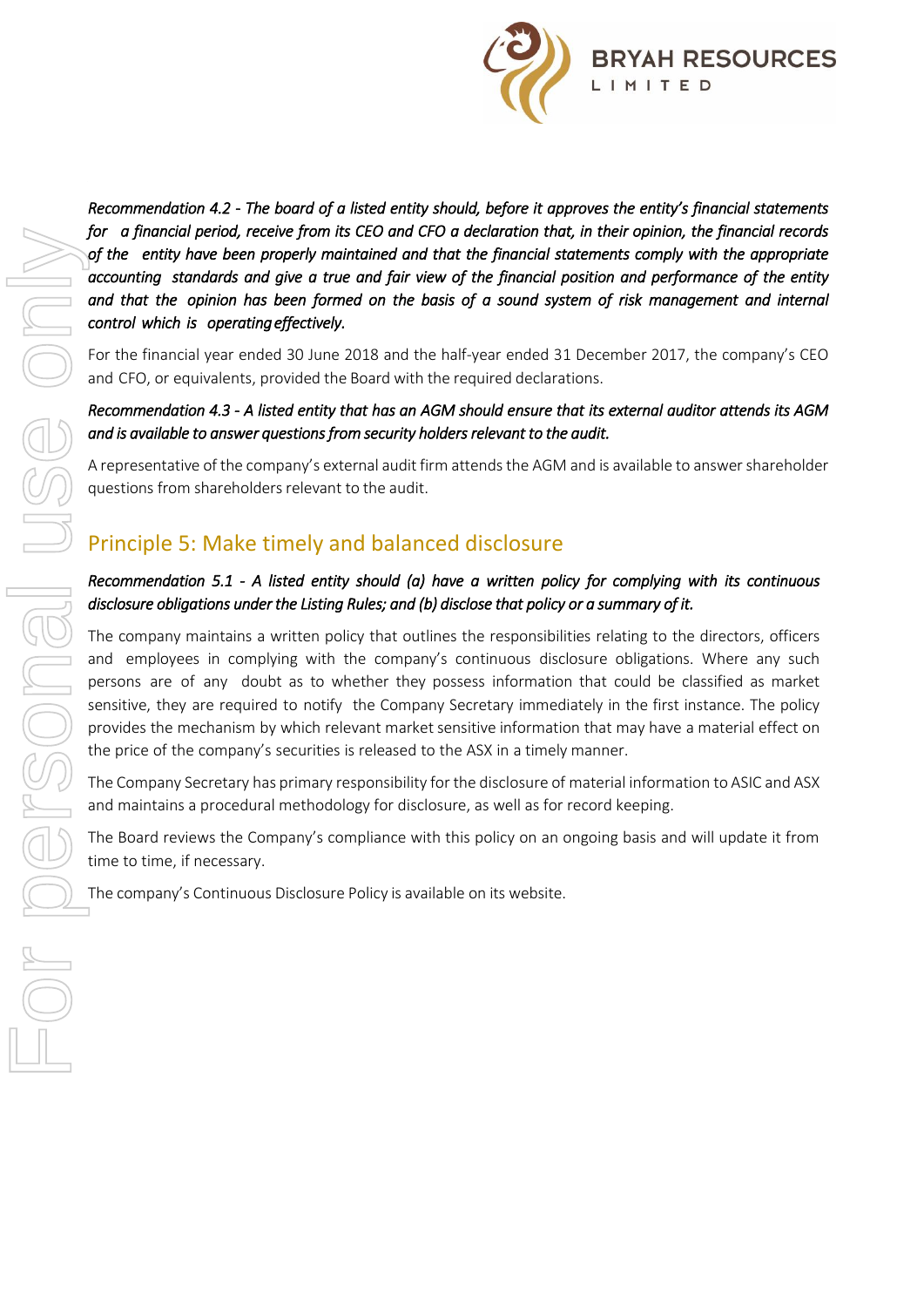*Recommendation 4.2 - The board of a listed entity should, before it approves the entity's financial statements for a financial period, receive from its CEO and CFO a declaration that, in their opinion, the financial records of the entity have been properly maintained and that the financial statements comply with the appropriate accounting standards and give a true and fair view of the financial position and performance of the entity and that the opinion has been formed on the basis of a sound system of risk management and internal control which is operating effectively.*

For the financial year ended 30 June 2018 and the half-year ended 31 December 2017, the company's CEO and CFO, or equivalents, provided the Board with the required declarations.

*Recommendation 4.3 - A listed entity that has an AGM should ensure that its external auditor attends its AGM and is available to answer questions from security holders relevant to the audit.*

A representative of the company's external audit firm attends the AGM and is available to answer shareholder questions from shareholders relevant to the audit.

## Principle 5: Make timely and balanced disclosure

*Recommendation 5.1 - A listed entity should (a) have a written policy for complying with its continuous disclosure obligations under the Listing Rules; and (b) disclose that policy or a summary of it.*

The company maintains a written policy that outlines the responsibilities relating to the directors, officers and employees in complying with the company's continuous disclosure obligations. Where any such persons are of any doubt as to whether they possess information that could be classified as market sensitive, they are required to notify the Company Secretary immediately in the first instance. The policy provides the mechanism by which relevant market sensitive information that may have a material effect on the price of the company's securities is released to the ASX in a timely manner.

The Company Secretary has primary responsibility for the disclosure of material information to ASIC and ASX and maintains a procedural methodology for disclosure, as well as for record keeping.

The Board reviews the Company's compliance with this policy on an ongoing basis and will update it from time to time, if necessary.

The company's Continuous Disclosure Policy is available on its website.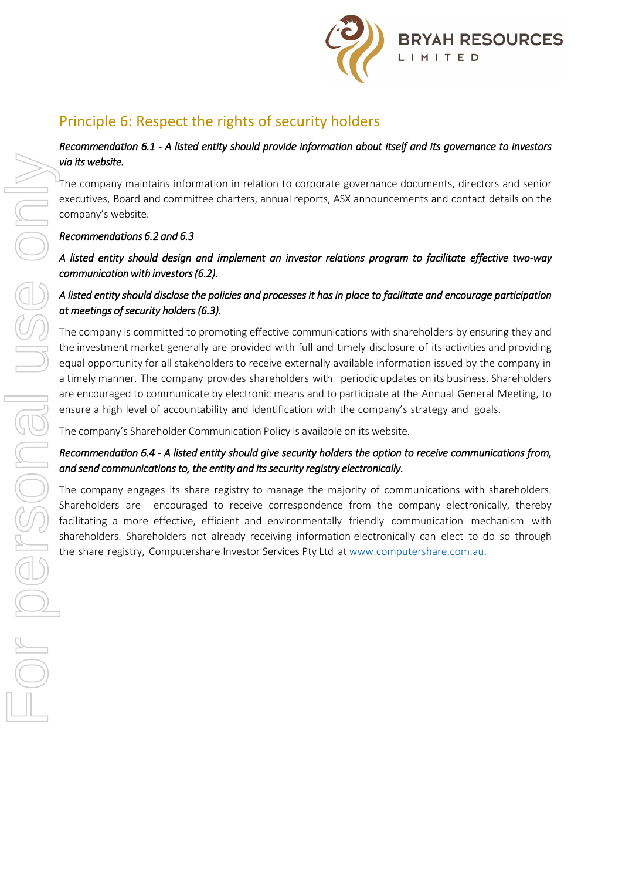## Principle 6: Respect the rights of security holders

*Recommendation 6.1 - A listed entity should provide information about itself and its governance to investors via its website.*

The company maintains information in relation to corporate governance documents, directors and senior executives, Board and committee charters, annual reports, ASX announcements and contact details on the company's website.

*Recommendations 6.2 and 6.3*

*A listed entity should design and implement an investor relations program to facilitate effective two-way communication with investors (6.2).*

*A listed entity should disclose the policies and processes it has in place to facilitate and encourage participation at meetings of security holders (6.3).*

The company is committed to promoting effective communications with shareholders by ensuring they and the investment market generally are provided with full and timely disclosure of its activities and providing equal opportunity for all stakeholders to receive externally available information issued by the company in a timely manner. The company provides shareholders with periodic updates on its business. Shareholders are encouraged to communicate by electronic means and to participate at the Annual General Meeting, to ensure a high level of accountability and identification with the company's strategy and goals.

The company's Shareholder Communication Policy is available on its website.

*Recommendation 6.4 - A listed entity should give security holders the option to receive communications from, and send communications to, the entity and its security registry electronically.*

The company engages its share registry to manage the majority of communications with shareholders. Shareholders are encouraged to receive correspondence from the company electronically, thereby facilitating a more effective, efficient and environmentally friendly communication mechanism with shareholders. Shareholders not already receiving information electronically can elect to do so through the share registry, Computershare Investor Services Pty Ltd at www.computershare.com.au.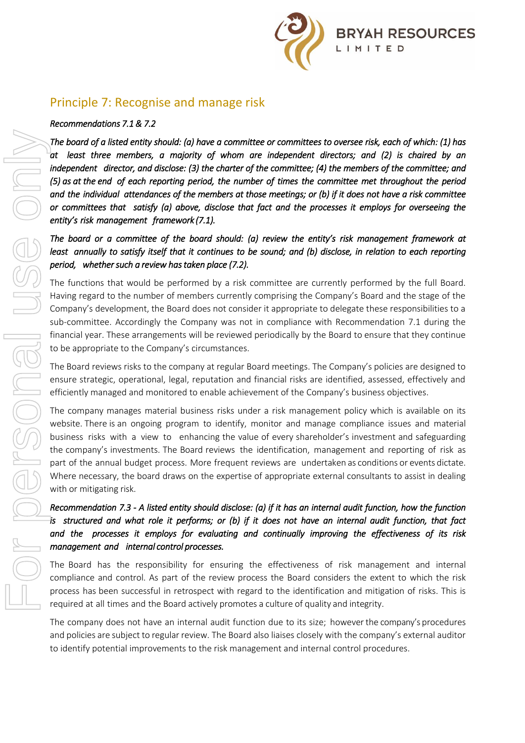## Principle 7: Recognise and manage risk

*Recommendations 7.1 & 7.2*

*The board of a listed entity should: (a) have a committee or committees to oversee risk, each of which: (1) has at least three members, a majority of whom are independent directors; and (2) is chaired by an independent director, and disclose: (3) the charter of the committee; (4) the members of the committee; and (5) as at the end of each reporting period, the number of times the committee met throughout the period and the individual attendances of the members at those meetings; or (b) if it does not have a risk committee or committees that satisfy (a) above, disclose that fact and the processes it employs for overseeing the entity's risk management framework (7.1).*

*The board or a committee of the board should: (a) review the entity's risk management framework at least annually to satisfy itself that it continues to be sound; and (b) disclose, in relation to each reporting period, whether such a review has taken place (7.2).*

The functions that would be performed by a risk committee are currently performed by the full Board. Having regard to the number of members currently comprising the Company's Board and the stage of the Company's development, the Board does not consider it appropriate to delegate these responsibilities to a sub-committee. Accordingly the Company was not in compliance with Recommendation 7.1 during the financial year. These arrangements will be reviewed periodically by the Board to ensure that they continue to be appropriate to the Company's circumstances.

The Board reviews risks to the company at regular Board meetings. The Company's policies are designed to ensure strategic, operational, legal, reputation and financial risks are identified, assessed, effectively and efficiently managed and monitored to enable achievement of the Company's business objectives.

The company manages material business risks under a risk management policy which is available on its website. There is an ongoing program to identify, monitor and manage compliance issues and material business risks with a view to enhancing the value of every shareholder's investment and safeguarding the company's investments. The Board reviews the identification, management and reporting of risk as part of the annual budget process. More frequent reviews are undertaken as conditions or events dictate. Where necessary, the board draws on the expertise of appropriate external consultants to assist in dealing with or mitigating risk.

*Recommendation 7.3 - A listed entity should disclose: (a) if it has an internal audit function, how the function is structured and what role it performs; or (b) if it does not have an internal audit function, that fact and the processes it employs for evaluating and continually improving the effectiveness of its risk management and internal control processes.*

The Board has the responsibility for ensuring the effectiveness of risk management and internal compliance and control. As part of the review process the Board considers the extent to which the risk process has been successful in retrospect with regard to the identification and mitigation of risks. This is required at all times and the Board actively promotes a culture of quality and integrity.

The company does not have an internal audit function due to its size; however the company's procedures and policies are subject to regular review. The Board also liaises closely with the company's external auditor to identify potential improvements to the risk management and internal control procedures.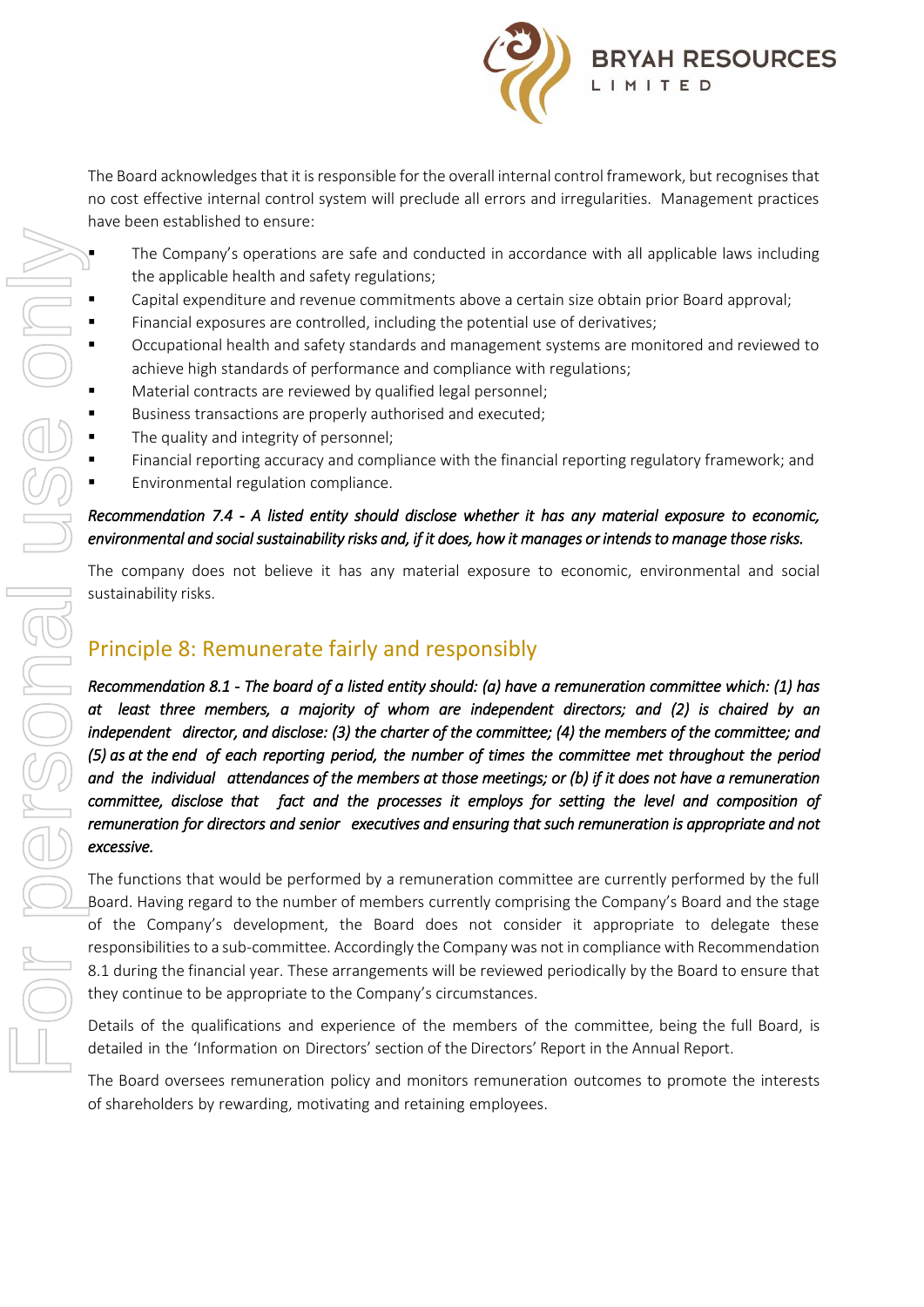The Board acknowledges that it is responsible for the overall internal control framework, but recognises that no cost effective internal control system will preclude all errors and irregularities. Management practices have been established to ensure:

- The Company's operations are safe and conducted in accordance with all applicable laws including the applicable health and safety regulations;
- Capital expenditure and revenue commitments above a certain size obtain prior Board approval;
- Financial exposures are controlled, including the potential use of derivatives;
- Occupational health and safety standards and management systems are monitored and reviewed to achieve high standards of performance and compliance with regulations;
- Material contracts are reviewed by qualified legal personnel;
- Business transactions are properly authorised and executed;
- The quality and integrity of personnel;
- Financial reporting accuracy and compliance with the financial reporting regulatory framework; and
- Environmental regulation compliance.

*Recommendation 7.4 - A listed entity should disclose whether it has any material exposure to economic, environmental and social sustainability risks and, if it does, how it manages or intends to manage those risks.*

The company does not believe it has any material exposure to economic, environmental and social sustainability risks.

## Principle 8: Remunerate fairly and responsibly

*Recommendation 8.1 - The board of a listed entity should: (a) have a remuneration committee which: (1) has at least three members, a majority of whom are independent directors; and (2) is chaired by an independent director, and disclose: (3) the charter of the committee; (4) the members of the committee; and (5) as at the end of each reporting period, the number of times the committee met throughout the period and the individual attendances of the members at those meetings; or (b) if it does not have a remuneration committee, disclose that fact and the processes it employs for setting the level and composition of remuneration for directors and senior executives and ensuring that such remuneration is appropriate and not excessive.*

The functions that would be performed by a remuneration committee are currently performed by the full Board. Having regard to the number of members currently comprising the Company's Board and the stage of the Company's development, the Board does not consider it appropriate to delegate these responsibilities to a sub-committee. Accordingly the Company was not in compliance with Recommendation 8.1 during the financial year. These arrangements will be reviewed periodically by the Board to ensure that they continue to be appropriate to the Company's circumstances.

Details of the qualifications and experience of the members of the committee, being the full Board, is detailed in the 'Information on Directors' section of the Directors' Report in the Annual Report.

The Board oversees remuneration policy and monitors remuneration outcomes to promote the interests of shareholders by rewarding, motivating and retaining employees.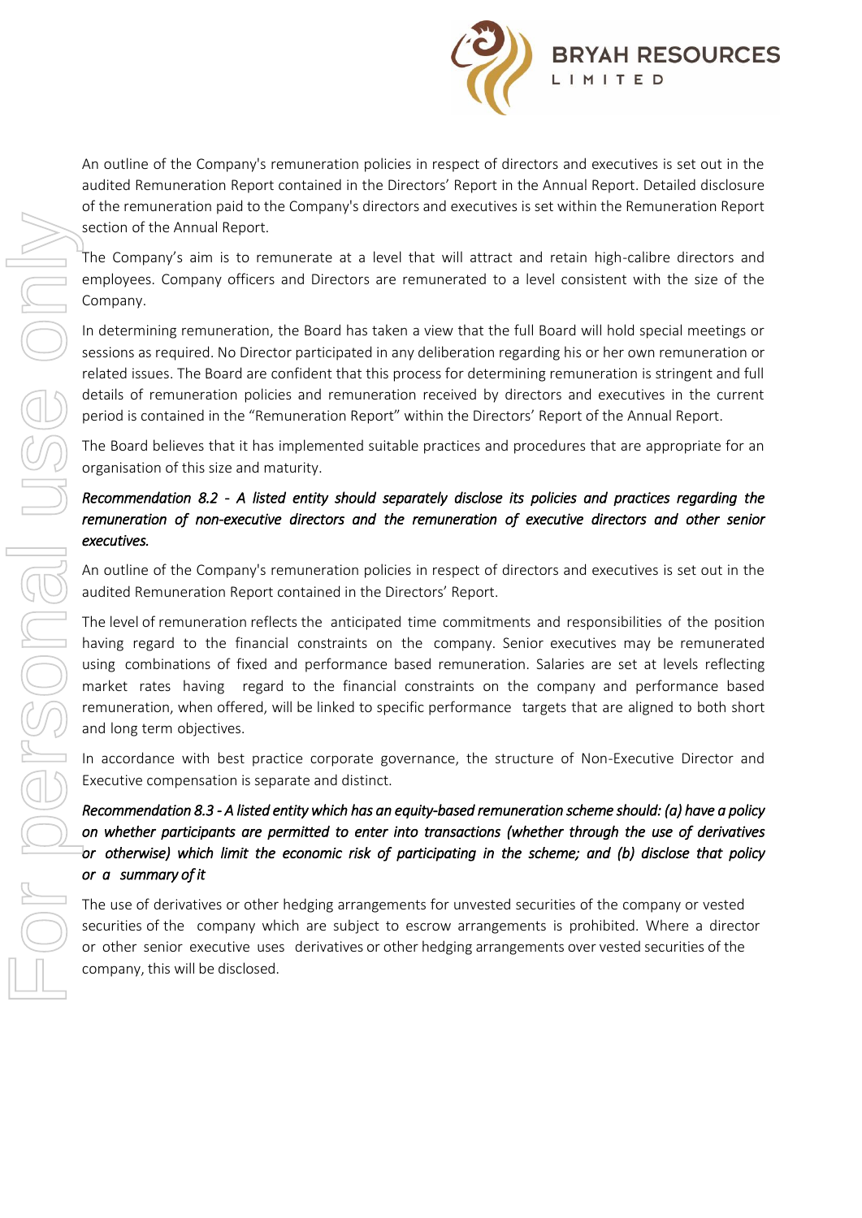An outline of the Company's remuneration policies in respect of directors and executives is set out in the audited Remuneration Report contained in the Directors' Report in the Annual Report. Detailed disclosure of the remuneration paid to the Company's directors and executives is set within the Remuneration Report section of the Annual Report.

The Company's aim is to remunerate at a level that will attract and retain high-calibre directors and employees. Company officers and Directors are remunerated to a level consistent with the size of the Company.

In determining remuneration, the Board has taken a view that the full Board will hold special meetings or sessions as required. No Director participated in any deliberation regarding his or her own remuneration or related issues. The Board are confident that this process for determining remuneration is stringent and full details of remuneration policies and remuneration received by directors and executives in the current period is contained in the "Remuneration Report" within the Directors' Report of the Annual Report.

The Board believes that it has implemented suitable practices and procedures that are appropriate for an organisation of this size and maturity.

*Recommendation 8.2 - A listed entity should separately disclose its policies and practices regarding the remuneration of non-executive directors and the remuneration of executive directors and other senior executives.*

An outline of the Company's remuneration policies in respect of directors and executives is set out in the audited Remuneration Report contained in the Directors' Report.

The level of remuneration reflects the anticipated time commitments and responsibilities of the position having regard to the financial constraints on the company. Senior executives may be remunerated using combinations of fixed and performance based remuneration. Salaries are set at levels reflecting market rates having regard to the financial constraints on the company and performance based remuneration, when offered, will be linked to specific performance targets that are aligned to both short and long term objectives.

In accordance with best practice corporate governance, the structure of Non-Executive Director and Executive compensation is separate and distinct.

*Recommendation 8.3 - A listed entity which has an equity-based remuneration scheme should: (a) have a policy on whether participants are permitted to enter into transactions (whether through the use of derivatives or otherwise) which limit the economic risk of participating in the scheme; and (b) disclose that policy or a summary of it*

The use of derivatives or other hedging arrangements for unvested securities of the company or vested securities of the company which are subject to escrow arrangements is prohibited. Where a director or other senior executive uses derivatives or other hedging arrangements over vested securities of the company, this will be disclosed.